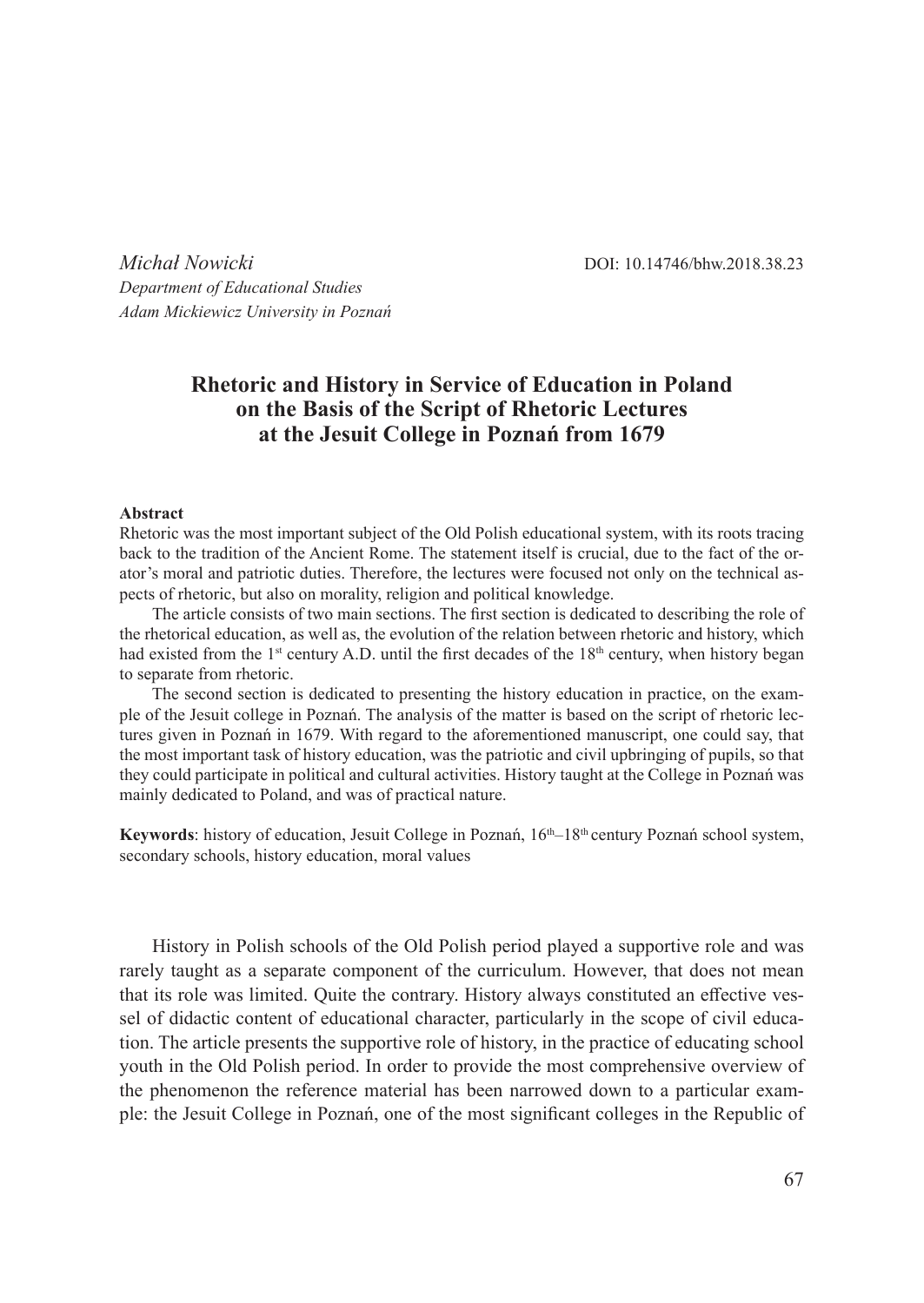*Michał Nowicki*
*Department of Educational Studies*
*Adam Mickiewicz University in Poznań*

DOI: 10.14746/bhw.2018.38.23

# Rhetoric and History in Service of Education in Poland on the Basis of the Script of Rhetoric Lectures at the Jesuit College in Poznań from 1679

**Abstract**

Rhetoric was the most important subject of the Old Polish educational system, with its roots tracing back to the tradition of the Ancient Rome. The statement itself is crucial, due to the fact of the orator's moral and patriotic duties. Therefore, the lectures were focused not only on the technical aspects of rhetoric, but also on morality, religion and political knowledge.

The article consists of two main sections. The first section is dedicated to describing the role of the rhetorical education, as well as, the evolution of the relation between rhetoric and history, which had existed from the 1st century A.D. until the first decades of the 18th century, when history began to separate from rhetoric.

The second section is dedicated to presenting the history education in practice, on the example of the Jesuit college in Poznań. The analysis of the matter is based on the script of rhetoric lectures given in Poznań in 1679. With regard to the aforementioned manuscript, one could say, that the most important task of history education, was the patriotic and civil upbringing of pupils, so that they could participate in political and cultural activities. History taught at the College in Poznań was mainly dedicated to Poland, and was of practical nature.

**Keywords**: history of education, Jesuit College in Poznań, 16th–18th century Poznań school system, secondary schools, history education, moral values

History in Polish schools of the Old Polish period played a supportive role and was rarely taught as a separate component of the curriculum. However, that does not mean that its role was limited. Quite the contrary. History always constituted an effective vessel of didactic content of educational character, particularly in the scope of civil education. The article presents the supportive role of history, in the practice of educating school youth in the Old Polish period. In order to provide the most comprehensive overview of the phenomenon the reference material has been narrowed down to a particular example: the Jesuit College in Poznań, one of the most significant colleges in the Republic of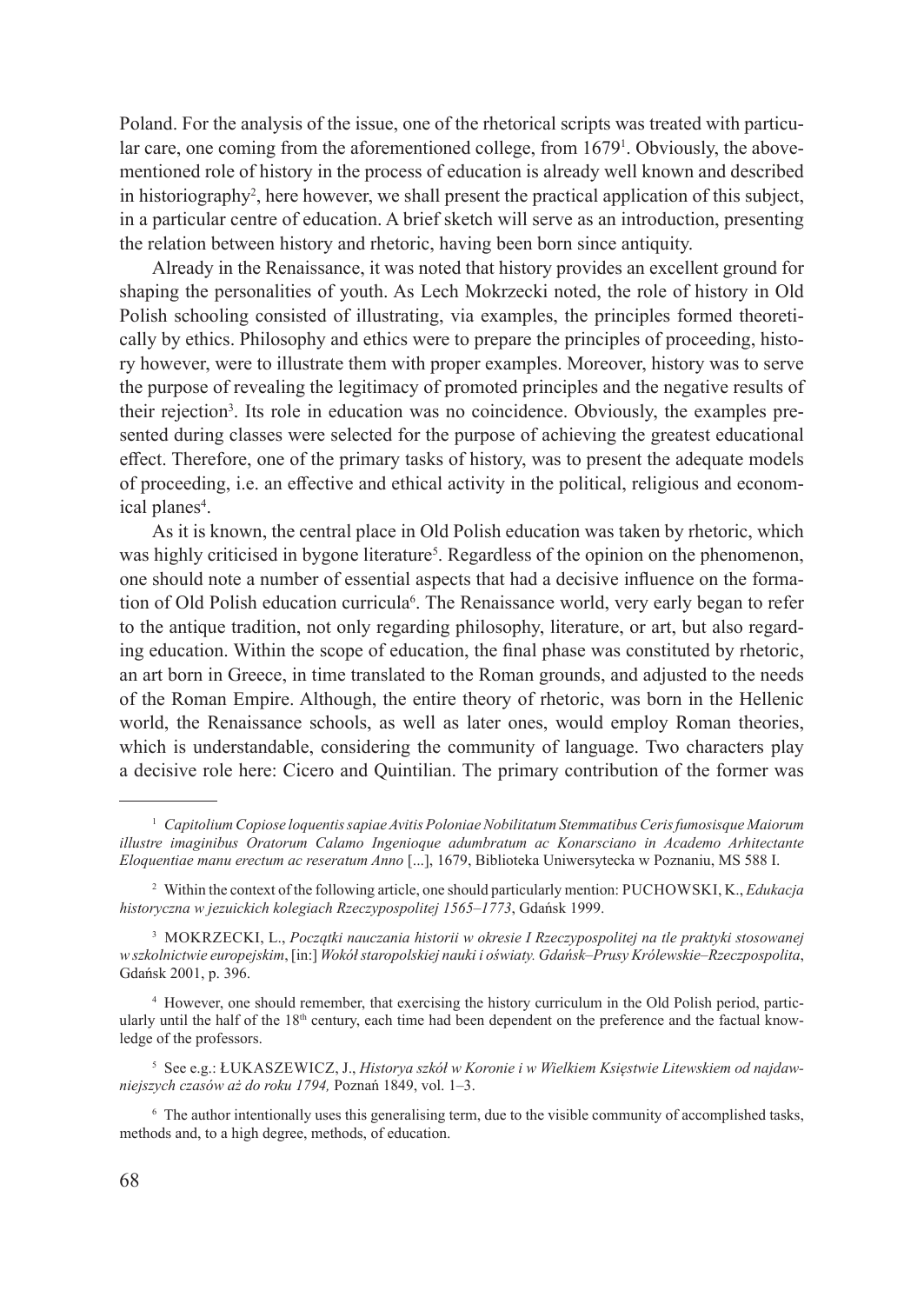Poland. For the analysis of the issue, one of the rhetorical scripts was treated with particular care, one coming from the aforementioned college, from 1679[1]. Obviously, the abovementioned role of history in the process of education is already well known and described in historiography[2], here however, we shall present the practical application of this subject, in a particular centre of education. A brief sketch will serve as an introduction, presenting the relation between history and rhetoric, having been born since antiquity.

Already in the Renaissance, it was noted that history provides an excellent ground for shaping the personalities of youth. As Lech Mokrzecki noted, the role of history in Old Polish schooling consisted of illustrating, via examples, the principles formed theoretically by ethics. Philosophy and ethics were to prepare the principles of proceeding, history however, were to illustrate them with proper examples. Moreover, history was to serve the purpose of revealing the legitimacy of promoted principles and the negative results of their rejection[3]. Its role in education was no coincidence. Obviously, the examples presented during classes were selected for the purpose of achieving the greatest educational effect. Therefore, one of the primary tasks of history, was to present the adequate models of proceeding, i.e. an effective and ethical activity in the political, religious and economical planes[4].

As it is known, the central place in Old Polish education was taken by rhetoric, which was highly criticised in bygone literature[5]. Regardless of the opinion on the phenomenon, one should note a number of essential aspects that had a decisive influence on the formation of Old Polish education curricula[6]. The Renaissance world, very early began to refer to the antique tradition, not only regarding philosophy, literature, or art, but also regarding education. Within the scope of education, the final phase was constituted by rhetoric, an art born in Greece, in time translated to the Roman grounds, and adjusted to the needs of the Roman Empire. Although, the entire theory of rhetoric, was born in the Hellenic world, the Renaissance schools, as well as later ones, would employ Roman theories, which is understandable, considering the community of language. Two characters play a decisive role here: Cicero and Quintilian. The primary contribution of the former was

---

[1] *Capitolium Copiose loquentis sapiae Avitis Poloniae Nobilitatum Stemmatibus Ceris fumosisque Maiorum illustre imaginibus Oratorum Calamo Ingenioque adumbratum ac Konarsciano in Academo Arhitectante Eloquentiae manu erectum ac reseratum Anno* [...], 1679, Biblioteka Uniwersytecka w Poznaniu, MS 588 I.

[2] Within the context of the following article, one should particularly mention: PUCHOWSKI, K., *Edukacja historyczna w jezuickich kolegiach Rzeczypospolitej 1565–1773*, Gdańsk 1999.

[3] MOKRZECKI, L., *Początki nauczania historii w okresie I Rzeczypospolitej na tle praktyki stosowanej w szkolnictwie europejskim*, [in:] *Wokół staropolskiej nauki i oświaty. Gdańsk–Prusy Królewskie–Rzeczpospolita*, Gdańsk 2001, p. 396.

[4] However, one should remember, that exercising the history curriculum in the Old Polish period, particularly until the half of the 18th century, each time had been dependent on the preference and the factual knowledge of the professors.

[5] See e.g.: ŁUKASZEWICZ, J., *Historya szkół w Koronie i w Wielkiem Księstwie Litewskiem od najdawniejszych czasów aż do roku 1794,* Poznań 1849, vol. 1–3.

[6] The author intentionally uses this generalising term, due to the visible community of accomplished tasks, methods and, to a high degree, methods, of education.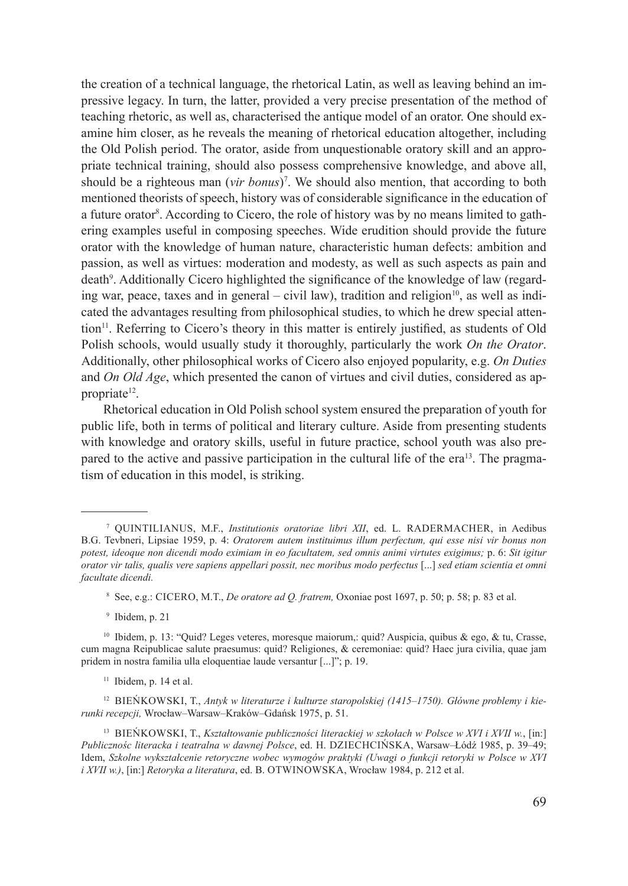the creation of a technical language, the rhetorical Latin, as well as leaving behind an impressive legacy. In turn, the latter, provided a very precise presentation of the method of teaching rhetoric, as well as, characterised the antique model of an orator. One should examine him closer, as he reveals the meaning of rhetorical education altogether, including the Old Polish period. The orator, aside from unquestionable oratory skill and an appropriate technical training, should also possess comprehensive knowledge, and above all, should be a righteous man (*vir bonus*)[7]. We should also mention, that according to both mentioned theorists of speech, history was of considerable significance in the education of a future orator[8]. According to Cicero, the role of history was by no means limited to gathering examples useful in composing speeches. Wide erudition should provide the future orator with the knowledge of human nature, characteristic human defects: ambition and passion, as well as virtues: moderation and modesty, as well as such aspects as pain and death[9]. Additionally Cicero highlighted the significance of the knowledge of law (regarding war, peace, taxes and in general – civil law), tradition and religion[10], as well as indicated the advantages resulting from philosophical studies, to which he drew special attention[11]. Referring to Cicero's theory in this matter is entirely justified, as students of Old Polish schools, would usually study it thoroughly, particularly the work *On the Orator*. Additionally, other philosophical works of Cicero also enjoyed popularity, e.g. *On Duties* and *On Old Age*, which presented the canon of virtues and civil duties, considered as appropriate[12].

Rhetorical education in Old Polish school system ensured the preparation of youth for public life, both in terms of political and literary culture. Aside from presenting students with knowledge and oratory skills, useful in future practice, school youth was also prepared to the active and passive participation in the cultural life of the era[13]. The pragmatism of education in this model, is striking.

---

[7] QUINTILIANUS, M.F., *Institutionis oratoriae libri XII*, ed. L. RADERMACHER, in Aedibus B.G. Tevbneri, Lipsiae 1959, p. 4: *Oratorem autem instituimus illum perfectum, qui esse nisi vir bonus non potest, ideoque non dicendi modo eximiam in eo facultatem, sed omnis animi virtutes exigimus;* p. 6: *Sit igitur orator vir talis, qualis vere sapiens appellari possit, nec moribus modo perfectus* [...] *sed etiam scientia et omni facultate dicendi.*

[8] See, e.g.: CICERO, M.T., *De oratore ad Q. fratrem,* Oxoniae post 1697, p. 50; p. 58; p. 83 et al.

[9] Ibidem, p. 21

[10] Ibidem, p. 13: "Quid? Leges veteres, moresque maiorum,: quid? Auspicia, quibus & ego, & tu, Crasse, cum magna Reipublicae salute praesumus: quid? Religiones, & ceremoniae: quid? Haec jura civilia, quae jam pridem in nostra familia ulla eloquentiae laude versantur [...]"; p. 19.

[11] Ibidem, p. 14 et al.

[12] BIEŃKOWSKI, T., *Antyk w literaturze i kulturze staropolskiej (1415–1750). Główne problemy i kierunki recepcji,* Wrocław–Warsaw–Kraków–Gdańsk 1975, p. 51.

[13] BIEŃKOWSKI, T., *Kształtowanie publiczności literackiej w szkołach w Polsce w XVI i XVII w.*, [in:] *Publicznośc literacka i teatralna w dawnej Polsce*, ed. H. DZIECHCIŃSKA, Warsaw–Łódź 1985, p. 39–49; Idem, *Szkolne wykształcenie retoryczne wobec wymogów praktyki (Uwagi o funkcji retoryki w Polsce w XVI i XVII w.)*, [in:] *Retoryka a literatura*, ed. B. OTWINOWSKA, Wrocław 1984, p. 212 et al.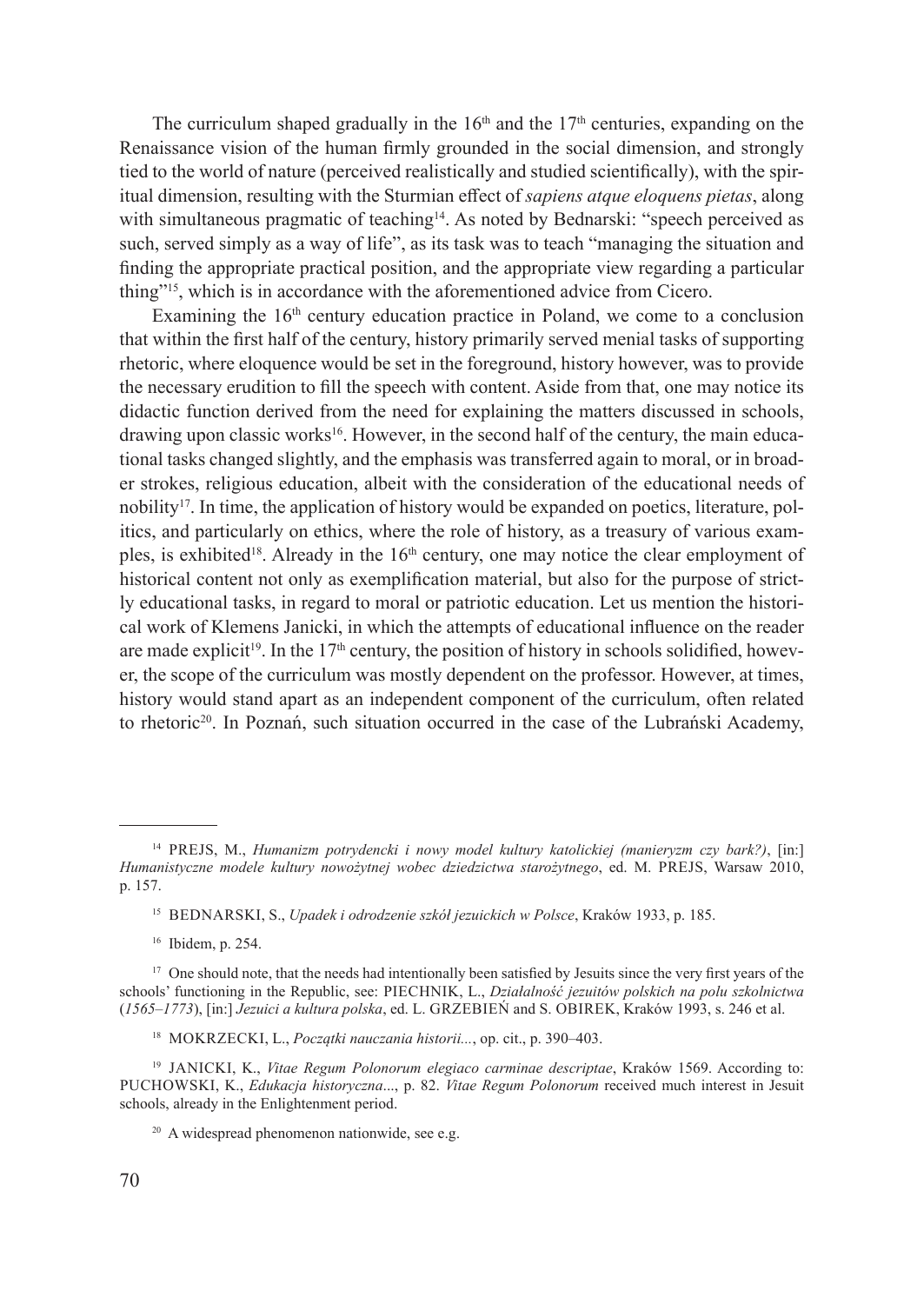The curriculum shaped gradually in the 16th and the 17th centuries, expanding on the Renaissance vision of the human firmly grounded in the social dimension, and strongly tied to the world of nature (perceived realistically and studied scientifically), with the spiritual dimension, resulting with the Sturmian effect of *sapiens atque eloquens pietas*, along with simultaneous pragmatic of teaching[14]. As noted by Bednarski: "speech perceived as such, served simply as a way of life", as its task was to teach "managing the situation and finding the appropriate practical position, and the appropriate view regarding a particular thing"[15], which is in accordance with the aforementioned advice from Cicero.

Examining the 16th century education practice in Poland, we come to a conclusion that within the first half of the century, history primarily served menial tasks of supporting rhetoric, where eloquence would be set in the foreground, history however, was to provide the necessary erudition to fill the speech with content. Aside from that, one may notice its didactic function derived from the need for explaining the matters discussed in schools, drawing upon classic works[16]. However, in the second half of the century, the main educational tasks changed slightly, and the emphasis was transferred again to moral, or in broader strokes, religious education, albeit with the consideration of the educational needs of nobility[17]. In time, the application of history would be expanded on poetics, literature, politics, and particularly on ethics, where the role of history, as a treasury of various examples, is exhibited[18]. Already in the 16th century, one may notice the clear employment of historical content not only as exemplification material, but also for the purpose of strictly educational tasks, in regard to moral or patriotic education. Let us mention the historical work of Klemens Janicki, in which the attempts of educational influence on the reader are made explicit[19]. In the 17th century, the position of history in schools solidified, however, the scope of the curriculum was mostly dependent on the professor. However, at times, history would stand apart as an independent component of the curriculum, often related to rhetoric[20]. In Poznań, such situation occurred in the case of the Lubrański Academy,

---

[14] PREJS, M., *Humanizm potrydencki i nowy model kultury katolickiej (manieryzm czy bark?)*, [in:] *Humanistyczne modele kultury nowożytnej wobec dziedzictwa starożytnego*, ed. M. PREJS, Warsaw 2010, p. 157.

[15] BEDNARSKI, S., *Upadek i odrodzenie szkół jezuickich w Polsce*, Kraków 1933, p. 185.

[16] Ibidem, p. 254.

[17] One should note, that the needs had intentionally been satisfied by Jesuits since the very first years of the schools' functioning in the Republic, see: PIECHNIK, L., *Działalność jezuitów polskich na polu szkolnictwa* (*1565–1773*), [in:] *Jezuici a kultura polska*, ed. L. GRZEBIEŃ and S. OBIREK, Kraków 1993, s. 246 et al.

[18] MOKRZECKI, L., *Początki nauczania historii...*, op. cit., p. 390–403.

[19] JANICKI, K., *Vitae Regum Polonorum elegiaco carminae descriptae*, Kraków 1569. According to: PUCHOWSKI, K., *Edukacja historyczna*..., p. 82. *Vitae Regum Polonorum* received much interest in Jesuit schools, already in the Enlightenment period.

[20] A widespread phenomenon nationwide, see e.g.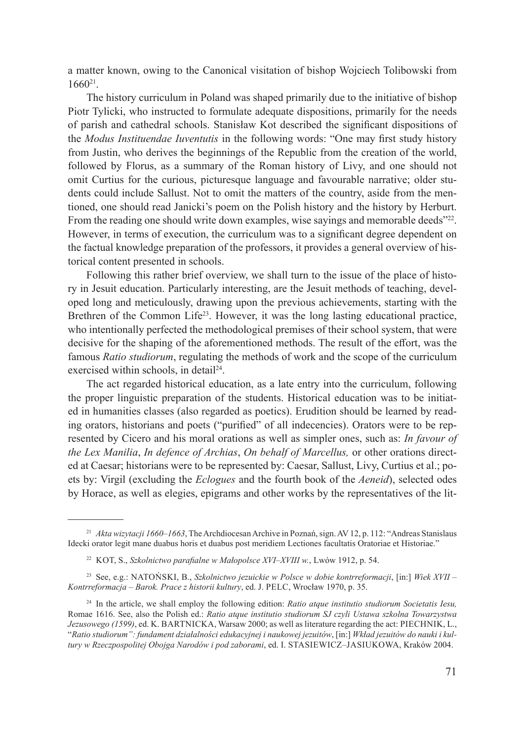a matter known, owing to the Canonical visitation of bishop Wojciech Tolibowski from 1660[21].

The history curriculum in Poland was shaped primarily due to the initiative of bishop Piotr Tylicki, who instructed to formulate adequate dispositions, primarily for the needs of parish and cathedral schools. Stanisław Kot described the significant dispositions of the *Modus Instituendae Iuventutis* in the following words: "One may first study history from Justin, who derives the beginnings of the Republic from the creation of the world, followed by Florus, as a summary of the Roman history of Livy, and one should not omit Curtius for the curious, picturesque language and favourable narrative; older students could include Sallust. Not to omit the matters of the country, aside from the mentioned, one should read Janicki's poem on the Polish history and the history by Herburt. From the reading one should write down examples, wise sayings and memorable deeds"[22]. However, in terms of execution, the curriculum was to a significant degree dependent on the factual knowledge preparation of the professors, it provides a general overview of historical content presented in schools.

Following this rather brief overview, we shall turn to the issue of the place of history in Jesuit education. Particularly interesting, are the Jesuit methods of teaching, developed long and meticulously, drawing upon the previous achievements, starting with the Brethren of the Common Life[23]. However, it was the long lasting educational practice, who intentionally perfected the methodological premises of their school system, that were decisive for the shaping of the aforementioned methods. The result of the effort, was the famous *Ratio studiorum*, regulating the methods of work and the scope of the curriculum exercised within schools, in detail[24].

The act regarded historical education, as a late entry into the curriculum, following the proper linguistic preparation of the students. Historical education was to be initiated in humanities classes (also regarded as poetics). Erudition should be learned by reading orators, historians and poets ("purified" of all indecencies). Orators were to be represented by Cicero and his moral orations as well as simpler ones, such as: *In favour of the Lex Manilia*, *In defence of Archias*, *On behalf of Marcellus,* or other orations directed at Caesar; historians were to be represented by: Caesar, Sallust, Livy, Curtius et al.; poets by: Virgil (excluding the *Eclogues* and the fourth book of the *Aeneid*), selected odes by Horace, as well as elegies, epigrams and other works by the representatives of the lit-

---

[21] *Akta wizytacji 1660–1663*, The Archdiocesan Archive in Poznań, sign. AV 12, p. 112: "Andreas Stanislaus Idecki orator legit mane duabus horis et duabus post meridiem Lectiones facultatis Oratoriae et Historiae."

[22] KOT, S., *Szkolnictwo parafialne w Małopolsce XVI–XVIII w.*, Lwów 1912, p. 54.

[23] See, e.g.: NATOŃSKI, B., *Szkolnictwo jezuickie w Polsce w dobie kontrreformacji*, [in:] *Wiek XVII – Kontrreformacja – Barok. Prace z historii kultury*, ed. J. PELC, Wrocław 1970, p. 35.

[24] In the article, we shall employ the following edition: *Ratio atque institutio studiorum Societatis Iesu,* Romae 1616. See, also the Polish ed.: *Ratio atque institutio studiorum SJ czyli Ustawa szkolna Towarzystwa Jezusowego (1599)*, ed. K. BARTNICKA, Warsaw 2000; as well as literature regarding the act: PIECHNIK, L., "*Ratio studiorum": fundament działalności edukacyjnej i naukowej jezuitów*, [in:] *Wkład jezuitów do nauki i kultury w Rzeczpospolitej Obojga Narodów i pod zaborami*, ed. I. STASIEWICZ–JASIUKOWA, Kraków 2004.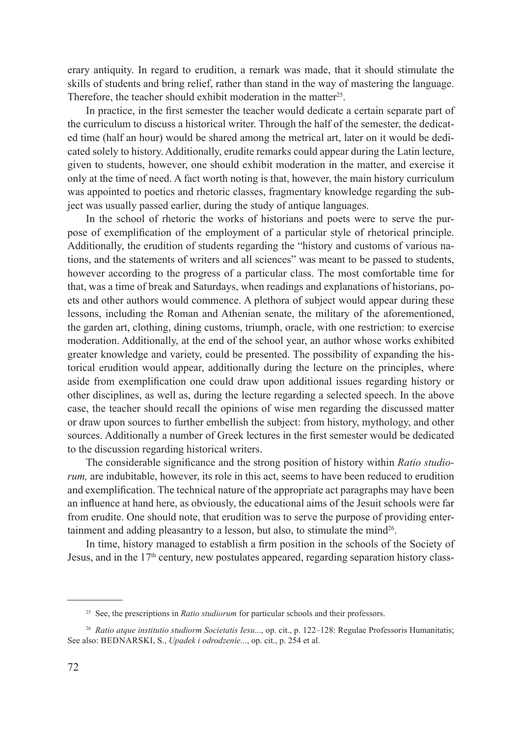erary antiquity. In regard to erudition, a remark was made, that it should stimulate the skills of students and bring relief, rather than stand in the way of mastering the language. Therefore, the teacher should exhibit moderation in the matter[25].

In practice, in the first semester the teacher would dedicate a certain separate part of the curriculum to discuss a historical writer. Through the half of the semester, the dedicated time (half an hour) would be shared among the metrical art, later on it would be dedicated solely to history. Additionally, erudite remarks could appear during the Latin lecture, given to students, however, one should exhibit moderation in the matter, and exercise it only at the time of need. A fact worth noting is that, however, the main history curriculum was appointed to poetics and rhetoric classes, fragmentary knowledge regarding the subject was usually passed earlier, during the study of antique languages.

In the school of rhetoric the works of historians and poets were to serve the purpose of exemplification of the employment of a particular style of rhetorical principle. Additionally, the erudition of students regarding the "history and customs of various nations, and the statements of writers and all sciences" was meant to be passed to students, however according to the progress of a particular class. The most comfortable time for that, was a time of break and Saturdays, when readings and explanations of historians, poets and other authors would commence. A plethora of subject would appear during these lessons, including the Roman and Athenian senate, the military of the aforementioned, the garden art, clothing, dining customs, triumph, oracle, with one restriction: to exercise moderation. Additionally, at the end of the school year, an author whose works exhibited greater knowledge and variety, could be presented. The possibility of expanding the historical erudition would appear, additionally during the lecture on the principles, where aside from exemplification one could draw upon additional issues regarding history or other disciplines, as well as, during the lecture regarding a selected speech. In the above case, the teacher should recall the opinions of wise men regarding the discussed matter or draw upon sources to further embellish the subject: from history, mythology, and other sources. Additionally a number of Greek lectures in the first semester would be dedicated to the discussion regarding historical writers.

The considerable significance and the strong position of history within *Ratio studiorum,* are indubitable, however, its role in this act, seems to have been reduced to erudition and exemplification. The technical nature of the appropriate act paragraphs may have been an influence at hand here, as obviously, the educational aims of the Jesuit schools were far from erudite. One should note, that erudition was to serve the purpose of providing entertainment and adding pleasantry to a lesson, but also, to stimulate the mind[26].

In time, history managed to establish a firm position in the schools of the Society of Jesus, and in the 17th century, new postulates appeared, regarding separation history class-

---

[25] See, the prescriptions in *Ratio studiorum* for particular schools and their professors.

[26] *Ratio atque institutio studiorm Societatis Iesu*..., op. cit., p. 122–128: Regulae Professoris Humanitatis; See also: BEDNARSKI, S., *Upadek i odrodzenie...*, op. cit., p. 254 et al.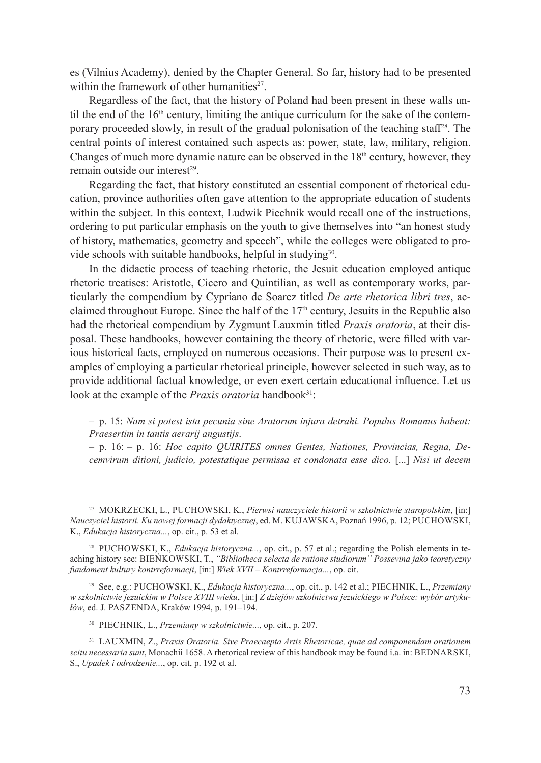es (Vilnius Academy), denied by the Chapter General. So far, history had to be presented within the framework of other humanities[27].

Regardless of the fact, that the history of Poland had been present in these walls until the end of the 16th century, limiting the antique curriculum for the sake of the contemporary proceeded slowly, in result of the gradual polonisation of the teaching staff[28]. The central points of interest contained such aspects as: power, state, law, military, religion. Changes of much more dynamic nature can be observed in the 18th century, however, they remain outside our interest[29].

Regarding the fact, that history constituted an essential component of rhetorical education, province authorities often gave attention to the appropriate education of students within the subject. In this context, Ludwik Piechnik would recall one of the instructions, ordering to put particular emphasis on the youth to give themselves into "an honest study of history, mathematics, geometry and speech", while the colleges were obligated to provide schools with suitable handbooks, helpful in studying[30].

In the didactic process of teaching rhetoric, the Jesuit education employed antique rhetoric treatises: Aristotle, Cicero and Quintilian, as well as contemporary works, particularly the compendium by Cypriano de Soarez titled *De arte rhetorica libri tres*, acclaimed throughout Europe. Since the half of the 17th century, Jesuits in the Republic also had the rhetorical compendium by Zygmunt Lauxmin titled *Praxis oratoria*, at their disposal. These handbooks, however containing the theory of rhetoric, were filled with various historical facts, employed on numerous occasions. Their purpose was to present examples of employing a particular rhetorical principle, however selected in such way, as to provide additional factual knowledge, or even exert certain educational influence. Let us look at the example of the *Praxis oratoria* handbook[31]:

– p. 15: *Nam si potest ista pecunia sine Aratorum injura detrahi. Populus Romanus habeat: Praesertim in tantis aerarij angustijs*.
– p. 16: – p. 16: *Hoc capito QUIRITES omnes Gentes, Nationes, Provincias, Regna, Decemvirum ditioni, judicio, potestatique permissa et condonata esse dico.* [...] *Nisi ut decem*

---

[27] MOKRZECKI, L., PUCHOWSKI, K., *Pierwsi nauczyciele historii w szkolnictwie staropolskim*, [in:] *Nauczyciel historii. Ku nowej formacji dydaktycznej*, ed. M. KUJAWSKA, Poznań 1996, p. 12; PUCHOWSKI, K., *Edukacja historyczna...*, op. cit., p. 53 et al.

[28] PUCHOWSKI, K., *Edukacja historyczna...*, op. cit., p. 57 et al.; regarding the Polish elements in teaching history see: BIEŃKOWSKI, T., *"Bibliotheca selecta de ratione studiorum" Possevina jako teoretyczny fundament kultury kontrreformacji*, [in:] *Wiek XVII – Kontrreformacja...*, op. cit.

[29] See, e.g.: PUCHOWSKI, K., *Edukacja historyczna...*, op. cit., p. 142 et al.; PIECHNIK, L., *Przemiany w szkolnictwie jezuickim w Polsce XVIII wieku*, [in:] *Z dziejów szkolnictwa jezuickiego w Polsce: wybór artykułów*, ed. J. PASZENDA, Kraków 1994, p. 191–194.

[30] PIECHNIK, L., *Przemiany w szkolnictwie...*, op. cit., p. 207.

[31] LAUXMIN, Z., *Praxis Oratoria. Sive Praecaepta Artis Rhetoricae, quae ad componendam orationem scitu necessaria sunt*, Monachii 1658. A rhetorical review of this handbook may be found i.a. in: BEDNARSKI, S., *Upadek i odrodzenie...*, op. cit, p. 192 et al.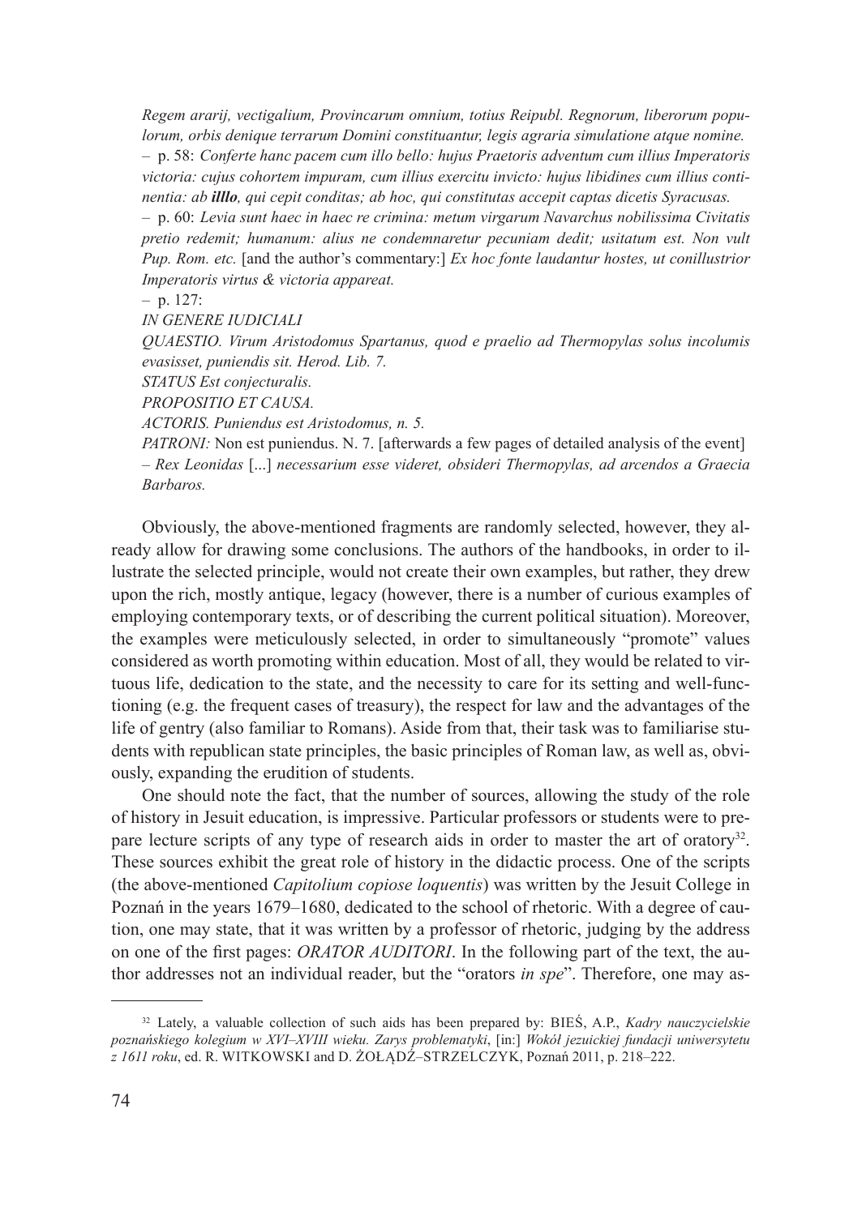*Regem ararij, vectigalium, Provincarum omnium, totius Reipubl. Regnorum, liberorum populorum, orbis denique terrarum Domini constituantur, legis agraria simulatione atque nomine.*

– p. 58: *Conferte hanc pacem cum illo bello: hujus Praetoris adventum cum illius Imperatoris victoria: cujus cohortem impuram, cum illius exercitu invicto: hujus libidines cum illius continentia: ab* ***illlo****, qui cepit conditas; ab hoc, qui constitutas accepit captas dicetis Syracusas.*

– p. 60: *Levia sunt haec in haec re crimina: metum virgarum Navarchus nobilissima Civitatis pretio redemit; humanum: alius ne condemnaretur pecuniam dedit; usitatum est. Non vult Pup. Rom. etc.* [and the author's commentary:] *Ex hoc fonte laudantur hostes, ut conillustrior Imperatoris virtus & victoria appareat.*

– p. 127:

*IN GENERE IUDICIALI*

*QUAESTIO. Virum Aristodomus Spartanus, quod e praelio ad Thermopylas solus incolumis evasisset, puniendis sit. Herod. Lib. 7.*

*STATUS Est conjecturalis.*

*PROPOSITIO ET CAUSA.*

*ACTORIS. Puniendus est Aristodomus, n. 5.*

*PATRONI:* Non est puniendus. N. 7. [afterwards a few pages of detailed analysis of the event] – *Rex Leonidas* [...] *necessarium esse videret, obsideri Thermopylas, ad arcendos a Graecia Barbaros.*

Obviously, the above-mentioned fragments are randomly selected, however, they already allow for drawing some conclusions. The authors of the handbooks, in order to illustrate the selected principle, would not create their own examples, but rather, they drew upon the rich, mostly antique, legacy (however, there is a number of curious examples of employing contemporary texts, or of describing the current political situation). Moreover, the examples were meticulously selected, in order to simultaneously "promote" values considered as worth promoting within education. Most of all, they would be related to virtuous life, dedication to the state, and the necessity to care for its setting and well-functioning (e.g. the frequent cases of treasury), the respect for law and the advantages of the life of gentry (also familiar to Romans). Aside from that, their task was to familiarise students with republican state principles, the basic principles of Roman law, as well as, obviously, expanding the erudition of students.

One should note the fact, that the number of sources, allowing the study of the role of history in Jesuit education, is impressive. Particular professors or students were to prepare lecture scripts of any type of research aids in order to master the art of oratory[32]. These sources exhibit the great role of history in the didactic process. One of the scripts (the above-mentioned *Capitolium copiose loquentis*) was written by the Jesuit College in Poznań in the years 1679–1680, dedicated to the school of rhetoric. With a degree of caution, one may state, that it was written by a professor of rhetoric, judging by the address on one of the first pages: *ORATOR AUDITORI*. In the following part of the text, the author addresses not an individual reader, but the "orators *in spe*". Therefore, one may as-

[32] Lately, a valuable collection of such aids has been prepared by: BIEŚ, A.P., *Kadry nauczycielskie poznańskiego kolegium w XVI–XVIII wieku. Zarys problematyki*, [in:] *Wokół jezuickiej fundacji uniwersytetu z 1611 roku*, ed. R. WITKOWSKI and D. ŻOŁĄDŹ–STRZELCZYK, Poznań 2011, p. 218–222.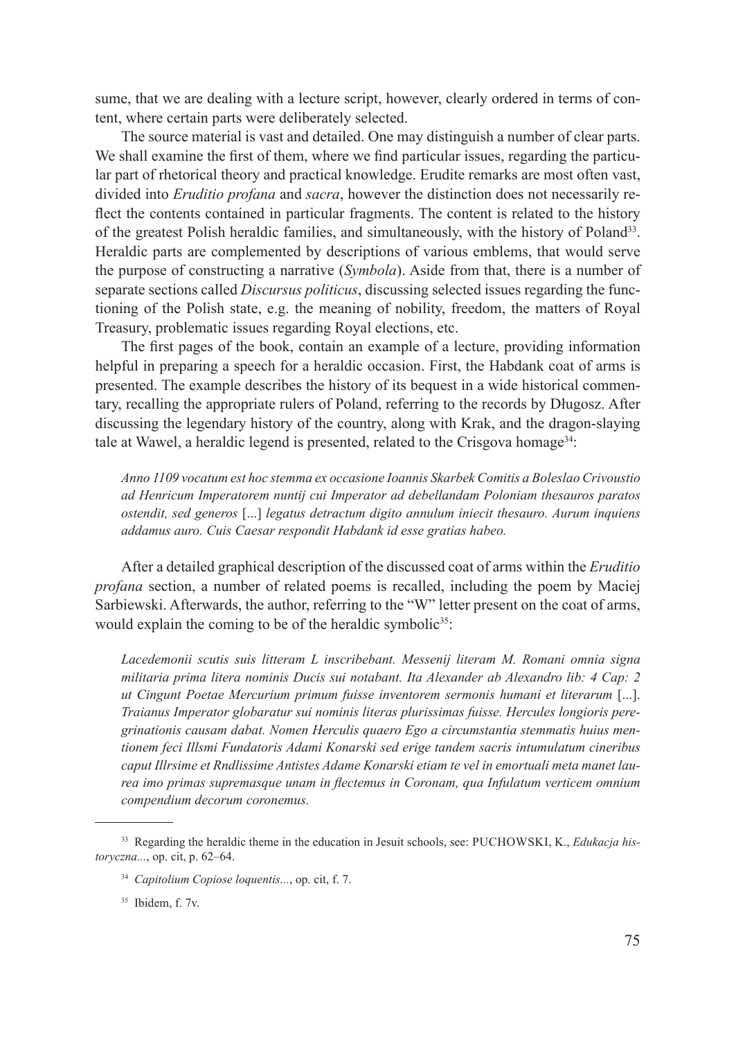sume, that we are dealing with a lecture script, however, clearly ordered in terms of content, where certain parts were deliberately selected.

The source material is vast and detailed. One may distinguish a number of clear parts. We shall examine the first of them, where we find particular issues, regarding the particular part of rhetorical theory and practical knowledge. Erudite remarks are most often vast, divided into *Eruditio profana* and *sacra*, however the distinction does not necessarily reflect the contents contained in particular fragments. The content is related to the history of the greatest Polish heraldic families, and simultaneously, with the history of Poland[33]. Heraldic parts are complemented by descriptions of various emblems, that would serve the purpose of constructing a narrative (*Symbola*). Aside from that, there is a number of separate sections called *Discursus politicus*, discussing selected issues regarding the functioning of the Polish state, e.g. the meaning of nobility, freedom, the matters of Royal Treasury, problematic issues regarding Royal elections, etc.

The first pages of the book, contain an example of a lecture, providing information helpful in preparing a speech for a heraldic occasion. First, the Habdank coat of arms is presented. The example describes the history of its bequest in a wide historical commentary, recalling the appropriate rulers of Poland, referring to the records by Długosz. After discussing the legendary history of the country, along with Krak, and the dragon-slaying tale at Wawel, a heraldic legend is presented, related to the Crisgova homage[34]:

*Anno 1109 vocatum est hoc stemma ex occasione Ioannis Skarbek Comitis a Boleslao Crivoustio ad Henricum Imperatorem nuntij cui Imperator ad debellandam Poloniam thesauros paratos ostendit, sed generos* [...] *legatus detractum digito annulum iniecit thesauro. Aurum inquiens addamus auro. Cuis Caesar respondit Habdank id esse gratias habeo.*

After a detailed graphical description of the discussed coat of arms within the *Eruditio profana* section, a number of related poems is recalled, including the poem by Maciej Sarbiewski. Afterwards, the author, referring to the "W" letter present on the coat of arms, would explain the coming to be of the heraldic symbolic[35]:

*Lacedemonii scutis suis litteram L inscribebant. Messenij literam M. Romani omnia signa militaria prima litera nominis Ducis sui notabant. Ita Alexander ab Alexandro lib: 4 Cap: 2 ut Cingunt Poetae Mercurium primum fuisse inventorem sermonis humani et literarum* [...]. *Traianus Imperator globaratur sui nominis literas plurissimas fuisse. Hercules longioris peregrinationis causam dabat. Nomen Herculis quaero Ego a circumstantia stemmatis huius mentionem feci Illsmi Fundatoris Adami Konarski sed erige tandem sacris intumulatum cineribus caput Illrsime et Rndlissime Antistes Adame Konarski etiam te vel in emortuali meta manet laurea imo primas supremasque unam in flectemus in Coronam, qua Infulatum verticem omnium compendium decorum coronemus.*

---

[33] Regarding the heraldic theme in the education in Jesuit schools, see: PUCHOWSKI, K., *Edukacja historyczna...*, op. cit, p. 62–64.

[34] *Capitolium Copiose loquentis...*, op. cit, f. 7.

[35] Ibidem, f. 7v.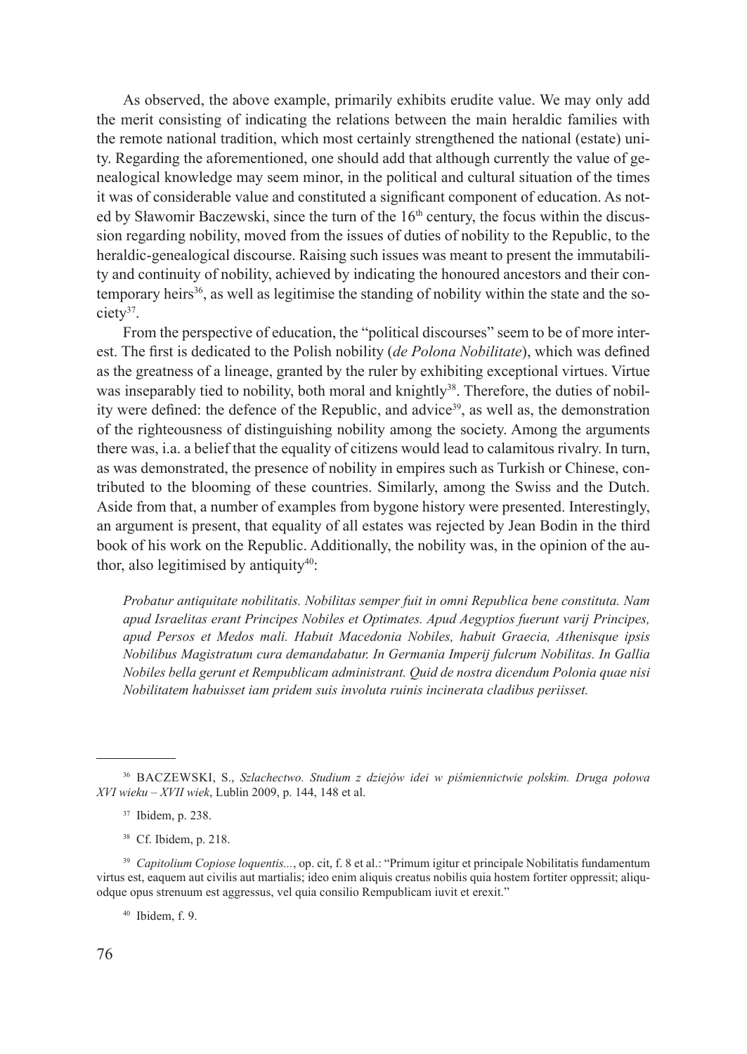As observed, the above example, primarily exhibits erudite value. We may only add the merit consisting of indicating the relations between the main heraldic families with the remote national tradition, which most certainly strengthened the national (estate) unity. Regarding the aforementioned, one should add that although currently the value of genealogical knowledge may seem minor, in the political and cultural situation of the times it was of considerable value and constituted a significant component of education. As noted by Sławomir Baczewski, since the turn of the 16th century, the focus within the discussion regarding nobility, moved from the issues of duties of nobility to the Republic, to the heraldic-genealogical discourse. Raising such issues was meant to present the immutability and continuity of nobility, achieved by indicating the honoured ancestors and their contemporary heirs[36], as well as legitimise the standing of nobility within the state and the society[37].

From the perspective of education, the "political discourses" seem to be of more interest. The first is dedicated to the Polish nobility (*de Polona Nobilitate*), which was defined as the greatness of a lineage, granted by the ruler by exhibiting exceptional virtues. Virtue was inseparably tied to nobility, both moral and knightly[38]. Therefore, the duties of nobility were defined: the defence of the Republic, and advice[39], as well as, the demonstration of the righteousness of distinguishing nobility among the society. Among the arguments there was, i.a. a belief that the equality of citizens would lead to calamitous rivalry. In turn, as was demonstrated, the presence of nobility in empires such as Turkish or Chinese, contributed to the blooming of these countries. Similarly, among the Swiss and the Dutch. Aside from that, a number of examples from bygone history were presented. Interestingly, an argument is present, that equality of all estates was rejected by Jean Bodin in the third book of his work on the Republic. Additionally, the nobility was, in the opinion of the author, also legitimised by antiquity[40]:

*Probatur antiquitate nobilitatis. Nobilitas semper fuit in omni Republica bene constituta. Nam apud Israelitas erant Principes Nobiles et Optimates. Apud Aegyptios fuerunt varij Principes, apud Persos et Medos mali. Habuit Macedonia Nobiles, habuit Graecia, Athenisque ipsis Nobilibus Magistratum cura demandabatur. In Germania Imperij fulcrum Nobilitas. In Gallia Nobiles bella gerunt et Rempublicam administrant. Quid de nostra dicendum Polonia quae nisi Nobilitatem habuisset iam pridem suis involuta ruinis incinerata cladibus periisset.*

---

[36] BACZEWSKI, S., *Szlachectwo. Studium z dziejów idei w piśmiennictwie polskim. Druga połowa XVI wieku – XVII wiek*, Lublin 2009, p. 144, 148 et al.

[37] Ibidem, p. 238.

[38] Cf. Ibidem, p. 218.

[39] *Capitolium Copiose loquentis...*, op. cit, f. 8 et al.: "Primum igitur et principale Nobilitatis fundamentum virtus est, eaquem aut civilis aut martialis; ideo enim aliquis creatus nobilis quia hostem fortiter oppressit; aliquodque opus strenuum est aggressus, vel quia consilio Rempublicam iuvit et erexit."

[40] Ibidem, f. 9.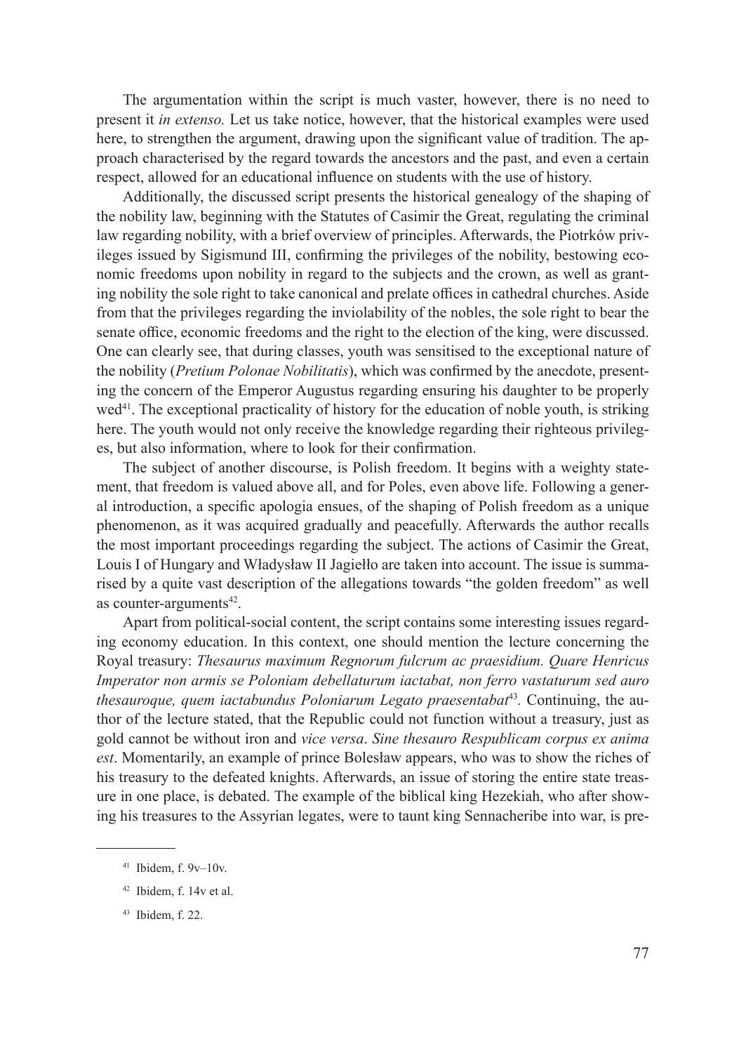The argumentation within the script is much vaster, however, there is no need to present it *in extenso.* Let us take notice, however, that the historical examples were used here, to strengthen the argument, drawing upon the significant value of tradition. The approach characterised by the regard towards the ancestors and the past, and even a certain respect, allowed for an educational influence on students with the use of history.

Additionally, the discussed script presents the historical genealogy of the shaping of the nobility law, beginning with the Statutes of Casimir the Great, regulating the criminal law regarding nobility, with a brief overview of principles. Afterwards, the Piotrków privileges issued by Sigismund III, confirming the privileges of the nobility, bestowing economic freedoms upon nobility in regard to the subjects and the crown, as well as granting nobility the sole right to take canonical and prelate offices in cathedral churches. Aside from that the privileges regarding the inviolability of the nobles, the sole right to bear the senate office, economic freedoms and the right to the election of the king, were discussed. One can clearly see, that during classes, youth was sensitised to the exceptional nature of the nobility (*Pretium Polonae Nobilitatis*), which was confirmed by the anecdote, presenting the concern of the Emperor Augustus regarding ensuring his daughter to be properly wed[41]. The exceptional practicality of history for the education of noble youth, is striking here. The youth would not only receive the knowledge regarding their righteous privileges, but also information, where to look for their confirmation.

The subject of another discourse, is Polish freedom. It begins with a weighty statement, that freedom is valued above all, and for Poles, even above life. Following a general introduction, a specific apologia ensues, of the shaping of Polish freedom as a unique phenomenon, as it was acquired gradually and peacefully. Afterwards the author recalls the most important proceedings regarding the subject. The actions of Casimir the Great, Louis I of Hungary and Władysław II Jagiełło are taken into account. The issue is summarised by a quite vast description of the allegations towards "the golden freedom" as well as counter-arguments[42].

Apart from political-social content, the script contains some interesting issues regarding economy education. In this context, one should mention the lecture concerning the Royal treasury: *Thesaurus maximum Regnorum fulcrum ac praesidium. Quare Henricus Imperator non armis se Poloniam debellaturum iactabat, non ferro vastaturum sed auro thesauroque, quem iactabundus Poloniarum Legato praesentabat*[43]. Continuing, the author of the lecture stated, that the Republic could not function without a treasury, just as gold cannot be without iron and *vice versa*. *Sine thesauro Respublicam corpus ex anima est*. Momentarily, an example of prince Bolesław appears, who was to show the riches of his treasury to the defeated knights. Afterwards, an issue of storing the entire state treasure in one place, is debated. The example of the biblical king Hezekiah, who after showing his treasures to the Assyrian legates, were to taunt king Sennacheribe into war, is pre-

---

[41] Ibidem, f. 9v–10v.

[42] Ibidem, f. 14v et al.

[43] Ibidem, f. 22.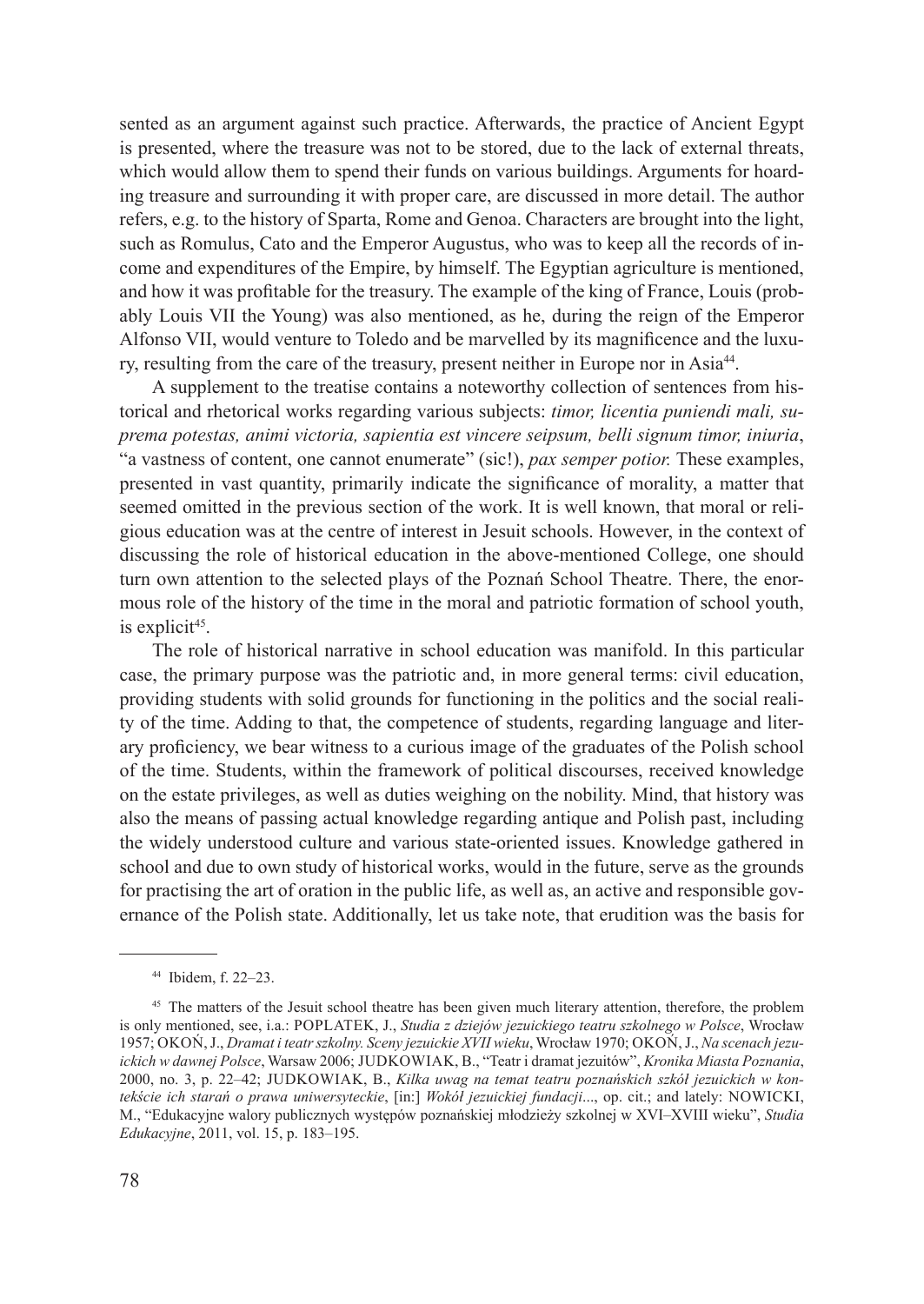sented as an argument against such practice. Afterwards, the practice of Ancient Egypt is presented, where the treasure was not to be stored, due to the lack of external threats, which would allow them to spend their funds on various buildings. Arguments for hoarding treasure and surrounding it with proper care, are discussed in more detail. The author refers, e.g. to the history of Sparta, Rome and Genoa. Characters are brought into the light, such as Romulus, Cato and the Emperor Augustus, who was to keep all the records of income and expenditures of the Empire, by himself. The Egyptian agriculture is mentioned, and how it was profitable for the treasury. The example of the king of France, Louis (probably Louis VII the Young) was also mentioned, as he, during the reign of the Emperor Alfonso VII, would venture to Toledo and be marvelled by its magnificence and the luxury, resulting from the care of the treasury, present neither in Europe nor in Asia[44].

A supplement to the treatise contains a noteworthy collection of sentences from historical and rhetorical works regarding various subjects: *timor, licentia puniendi mali, suprema potestas, animi victoria, sapientia est vincere seipsum, belli signum timor, iniuria*, "a vastness of content, one cannot enumerate" (sic!), *pax semper potior.* These examples, presented in vast quantity, primarily indicate the significance of morality, a matter that seemed omitted in the previous section of the work. It is well known, that moral or religious education was at the centre of interest in Jesuit schools. However, in the context of discussing the role of historical education in the above-mentioned College, one should turn own attention to the selected plays of the Poznań School Theatre. There, the enormous role of the history of the time in the moral and patriotic formation of school youth, is explicit[45].

The role of historical narrative in school education was manifold. In this particular case, the primary purpose was the patriotic and, in more general terms: civil education, providing students with solid grounds for functioning in the politics and the social reality of the time. Adding to that, the competence of students, regarding language and literary proficiency, we bear witness to a curious image of the graduates of the Polish school of the time. Students, within the framework of political discourses, received knowledge on the estate privileges, as well as duties weighing on the nobility. Mind, that history was also the means of passing actual knowledge regarding antique and Polish past, including the widely understood culture and various state-oriented issues. Knowledge gathered in school and due to own study of historical works, would in the future, serve as the grounds for practising the art of oration in the public life, as well as, an active and responsible governance of the Polish state. Additionally, let us take note, that erudition was the basis for

---

[44] Ibidem, f. 22–23.

[45] The matters of the Jesuit school theatre has been given much literary attention, therefore, the problem is only mentioned, see, i.a.: POPLATEK, J., *Studia z dziejów jezuickiego teatru szkolnego w Polsce*, Wrocław 1957; OKOŃ, J., *Dramat i teatr szkolny. Sceny jezuickie XVII wieku*, Wrocław 1970; OKOŃ, J., *Na scenach jezuickich w dawnej Polsce*, Warsaw 2006; JUDKOWIAK, B., "Teatr i dramat jezuitów", *Kronika Miasta Poznania*, 2000, no. 3, p. 22–42; JUDKOWIAK, B., *Kilka uwag na temat teatru poznańskich szkół jezuickich w kontekście ich starań o prawa uniwersyteckie*, [in:] *Wokół jezuickiej fundacji*..., op. cit.; and lately: NOWICKI, M., "Edukacyjne walory publicznych występów poznańskiej młodzieży szkolnej w XVI–XVIII wieku", *Studia Edukacyjne*, 2011, vol. 15, p. 183–195.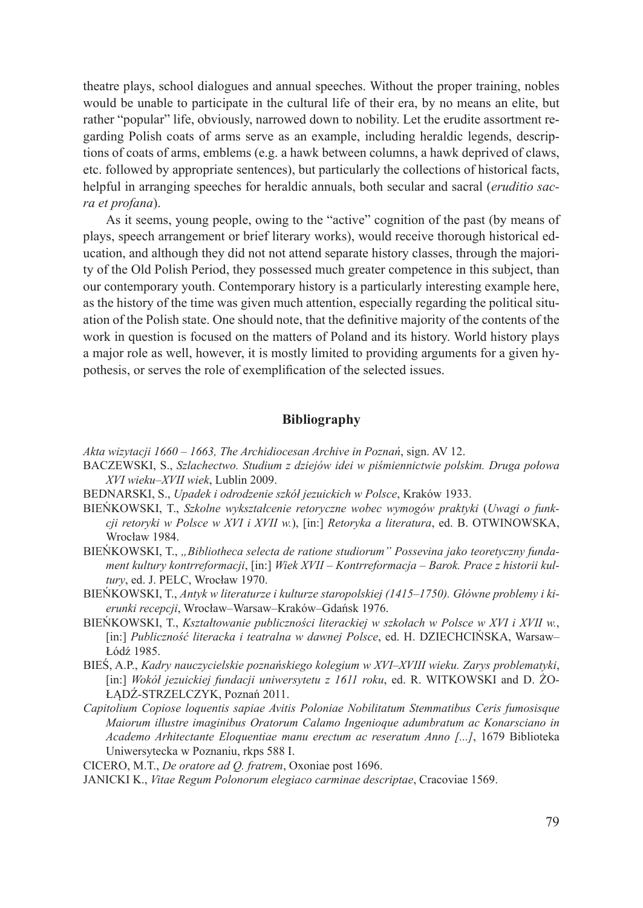theatre plays, school dialogues and annual speeches. Without the proper training, nobles would be unable to participate in the cultural life of their era, by no means an elite, but rather "popular" life, obviously, narrowed down to nobility. Let the erudite assortment regarding Polish coats of arms serve as an example, including heraldic legends, descriptions of coats of arms, emblems (e.g. a hawk between columns, a hawk deprived of claws, etc. followed by appropriate sentences), but particularly the collections of historical facts, helpful in arranging speeches for heraldic annuals, both secular and sacral (*eruditio sacra et profana*).

As it seems, young people, owing to the "active" cognition of the past (by means of plays, speech arrangement or brief literary works), would receive thorough historical education, and although they did not not attend separate history classes, through the majority of the Old Polish Period, they possessed much greater competence in this subject, than our contemporary youth. Contemporary history is a particularly interesting example here, as the history of the time was given much attention, especially regarding the political situation of the Polish state. One should note, that the definitive majority of the contents of the work in question is focused on the matters of Poland and its history. World history plays a major role as well, however, it is mostly limited to providing arguments for a given hypothesis, or serves the role of exemplification of the selected issues.

## Bibliography

*Akta wizytacji 1660 – 1663, The Archidiocesan Archive in Poznań*, sign. AV 12.

BACZEWSKI, S., *Szlachectwo. Studium z dziejów idei w piśmiennictwie polskim. Druga połowa XVI wieku–XVII wiek*, Lublin 2009.

BEDNARSKI, S., *Upadek i odrodzenie szkół jezuickich w Polsce*, Kraków 1933.

BIEŃKOWSKI, T., *Szkolne wykształcenie retoryczne wobec wymogów praktyki* (*Uwagi o funkcji retoryki w Polsce w XVI i XVII w.*), [in:] *Retoryka a literatura*, ed. B. OTWINOWSKA, Wrocław 1984.

BIEŃKOWSKI, T., *„Bibliotheca selecta de ratione studiorum" Possevina jako teoretyczny fundament kultury kontrreformacji*, [in:] *Wiek XVII – Kontrreformacja – Barok. Prace z historii kultury*, ed. J. PELC, Wrocław 1970.

BIEŃKOWSKI, T., *Antyk w literaturze i kulturze staropolskiej (1415–1750). Główne problemy i kierunki recepcji*, Wrocław–Warsaw–Kraków–Gdańsk 1976.

BIEŃKOWSKI, T., *Kształtowanie publiczności literackiej w szkołach w Polsce w XVI i XVII w.*, [in:] *Publiczność literacka i teatralna w dawnej Polsce*, ed. H. DZIECHCIŃSKA, Warsaw–Łódź 1985.

BIEŚ, A.P., *Kadry nauczycielskie poznańskiego kolegium w XVI–XVIII wieku. Zarys problematyki*, [in:] *Wokół jezuickiej fundacji uniwersytetu z 1611 roku*, ed. R. WITKOWSKI and D. ŻOŁĄDŹ-STRZELCZYK, Poznań 2011.

*Capitolium Copiose loquentis sapiae Avitis Poloniae Nobilitatum Stemmatibus Ceris fumosisque Maiorum illustre imaginibus Oratorum Calamo Ingenioque adumbratum ac Konarsciano in Academo Arhitectante Eloquentiae manu erectum ac reseratum Anno [...]*, 1679 Biblioteka Uniwersytecka w Poznaniu, rkps 588 I.

CICERO, M.T., *De oratore ad Q. fratrem*, Oxoniae post 1696.

JANICKI K., *Vitae Regum Polonorum elegiaco carminae descriptae*, Cracoviae 1569.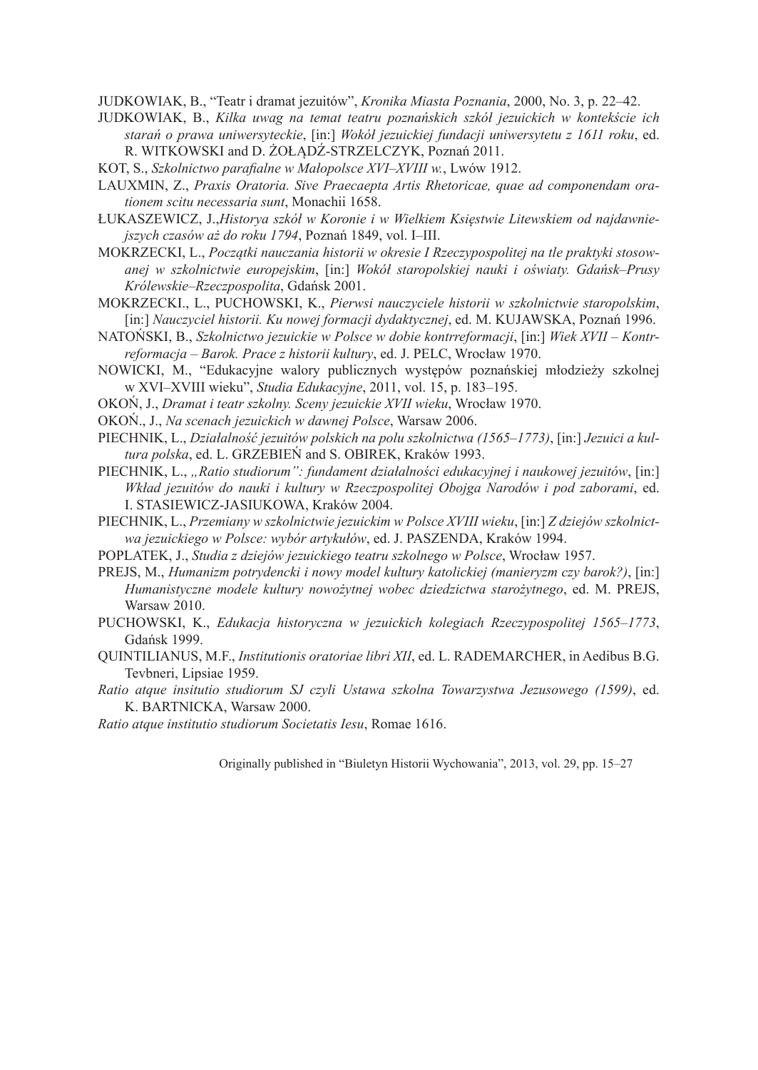JUDKOWIAK, B., "Teatr i dramat jezuitów", *Kronika Miasta Poznania*, 2000, No. 3, p. 22–42.

JUDKOWIAK, B., *Kilka uwag na temat teatru poznańskich szkół jezuickich w kontekście ich starań o prawa uniwersyteckie*, [in:] *Wokół jezuickiej fundacji uniwersytetu z 1611 roku*, ed. R. WITKOWSKI and D. ŻOŁĄDŹ-STRZELCZYK, Poznań 2011.

KOT, S., *Szkolnictwo parafialne w Małopolsce XVI–XVIII w.*, Lwów 1912.

LAUXMIN, Z., *Praxis Oratoria. Sive Praecaepta Artis Rhetoricae, quae ad componendam orationem scitu necessaria sunt*, Monachii 1658.

ŁUKASZEWICZ, J.,*Historya szkół w Koronie i w Wielkiem Księstwie Litewskiem od najdawniejszych czasów aż do roku 1794*, Poznań 1849, vol. I–III.

MOKRZECKI, L., *Początki nauczania historii w okresie I Rzeczypospolitej na tle praktyki stosowanej w szkolnictwie europejskim*, [in:] *Wokół staropolskiej nauki i oświaty. Gdańsk–Prusy Królewskie–Rzeczpospolita*, Gdańsk 2001.

MOKRZECKI., L., PUCHOWSKI, K., *Pierwsi nauczyciele historii w szkolnictwie staropolskim*, [in:] *Nauczyciel historii. Ku nowej formacji dydaktycznej*, ed. M. KUJAWSKA, Poznań 1996.

NATOŃSKI, B., *Szkolnictwo jezuickie w Polsce w dobie kontrreformacji*, [in:] *Wiek XVII – Kontrreformacja – Barok. Prace z historii kultury*, ed. J. PELC, Wrocław 1970.

NOWICKI, M., "Edukacyjne walory publicznych występów poznańskiej młodzieży szkolnej w XVI–XVIII wieku", *Studia Edukacyjne*, 2011, vol. 15, p. 183–195.

OKOŃ, J., *Dramat i teatr szkolny. Sceny jezuickie XVII wieku*, Wrocław 1970.

OKOŃ., J., *Na scenach jezuickich w dawnej Polsce*, Warsaw 2006.

PIECHNIK, L., *Działalność jezuitów polskich na polu szkolnictwa (1565–1773)*, [in:] *Jezuici a kultura polska*, ed. L. GRZEBIEŃ and S. OBIREK, Kraków 1993.

PIECHNIK, L., *„Ratio studiorum": fundament działalności edukacyjnej i naukowej jezuitów*, [in:] *Wkład jezuitów do nauki i kultury w Rzeczpospolitej Obojga Narodów i pod zaborami*, ed. I. STASIEWICZ-JASIUKOWA, Kraków 2004.

PIECHNIK, L., *Przemiany w szkolnictwie jezuickim w Polsce XVIII wieku*, [in:] *Z dziejów szkolnictwa jezuickiego w Polsce: wybór artykułów*, ed. J. PASZENDA, Kraków 1994.

POPLATEK, J., *Studia z dziejów jezuickiego teatru szkolnego w Polsce*, Wrocław 1957.

PREJS, M., *Humanizm potrydencki i nowy model kultury katolickiej (manieryzm czy barok?)*, [in:] *Humanistyczne modele kultury nowożytnej wobec dziedzictwa starożytnego*, ed. M. PREJS, Warsaw 2010.

PUCHOWSKI, K., *Edukacja historyczna w jezuickich kolegiach Rzeczypospolitej 1565–1773*, Gdańsk 1999.

QUINTILIANUS, M.F., *Institutionis oratoriae libri XII*, ed. L. RADEMARCHER, in Aedibus B.G. Tevbneri, Lipsiae 1959.

*Ratio atque insitutio studiorum SJ czyli Ustawa szkolna Towarzystwa Jezusowego (1599)*, ed. K. BARTNICKA, Warsaw 2000.

*Ratio atque institutio studiorum Societatis Iesu*, Romae 1616.

Originally published in "Biuletyn Historii Wychowania", 2013, vol. 29, pp. 15–27